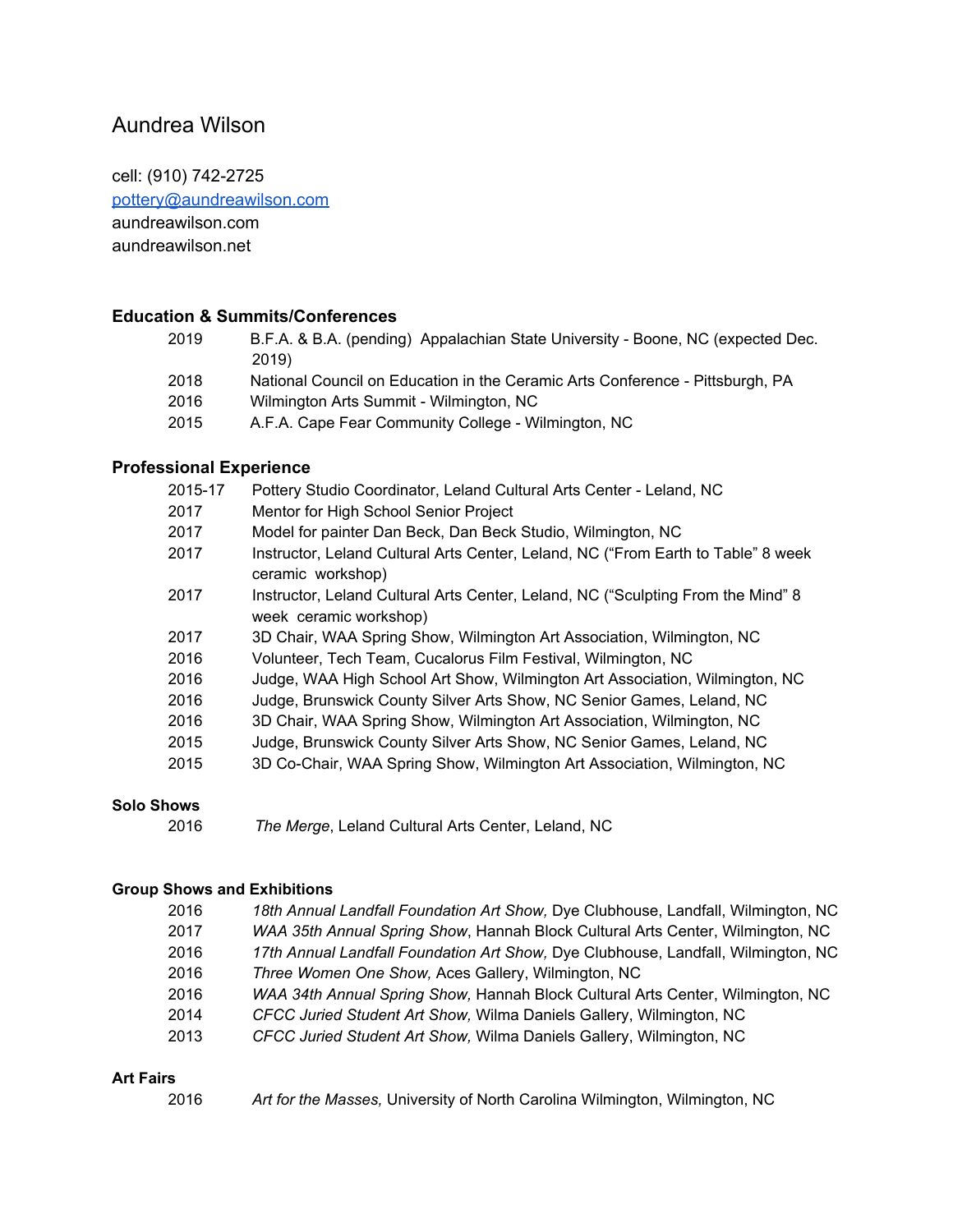# Aundrea Wilson

cell: (910) 742-2725
pottery@aundreawilson.com
aundreawilson.com
aundreawilson.net

## Education & Summits/Conferences

| | |
|---|---|
| 2019 | B.F.A. & B.A. (pending) Appalachian State University - Boone, NC (expected Dec. 2019) |
| 2018 | National Council on Education in the Ceramic Arts Conference - Pittsburgh, PA |
| 2016 | Wilmington Arts Summit - Wilmington, NC |
| 2015 | A.F.A. Cape Fear Community College - Wilmington, NC |

## Professional Experience

| | |
|---|---|
| 2015-17 | Pottery Studio Coordinator, Leland Cultural Arts Center - Leland, NC |
| 2017 | Mentor for High School Senior Project |
| 2017 | Model for painter Dan Beck, Dan Beck Studio, Wilmington, NC |
| 2017 | Instructor, Leland Cultural Arts Center, Leland, NC ("From Earth to Table" 8 week ceramic workshop) |
| 2017 | Instructor, Leland Cultural Arts Center, Leland, NC ("Sculpting From the Mind" 8 week ceramic workshop) |
| 2017 | 3D Chair, WAA Spring Show, Wilmington Art Association, Wilmington, NC |
| 2016 | Volunteer, Tech Team, Cucalorus Film Festival, Wilmington, NC |
| 2016 | Judge, WAA High School Art Show, Wilmington Art Association, Wilmington, NC |
| 2016 | Judge, Brunswick County Silver Arts Show, NC Senior Games, Leland, NC |
| 2016 | 3D Chair, WAA Spring Show, Wilmington Art Association, Wilmington, NC |
| 2015 | Judge, Brunswick County Silver Arts Show, NC Senior Games, Leland, NC |
| 2015 | 3D Co-Chair, WAA Spring Show, Wilmington Art Association, Wilmington, NC |

### Solo Shows

| | |
|---|---|
| 2016 | *The Merge*, Leland Cultural Arts Center, Leland, NC |

### Group Shows and Exhibitions

| | |
|---|---|
| 2016 | *18th Annual Landfall Foundation Art Show,* Dye Clubhouse, Landfall, Wilmington, NC |
| 2017 | *WAA 35th Annual Spring Show*, Hannah Block Cultural Arts Center, Wilmington, NC |
| 2016 | *17th Annual Landfall Foundation Art Show,* Dye Clubhouse, Landfall, Wilmington, NC |
| 2016 | *Three Women One Show,* Aces Gallery, Wilmington, NC |
| 2016 | *WAA 34th Annual Spring Show,* Hannah Block Cultural Arts Center, Wilmington, NC |
| 2014 | *CFCC Juried Student Art Show,* Wilma Daniels Gallery, Wilmington, NC |
| 2013 | *CFCC Juried Student Art Show,* Wilma Daniels Gallery, Wilmington, NC |

### Art Fairs

| | |
|---|---|
| 2016 | *Art for the Masses,* University of North Carolina Wilmington, Wilmington, NC |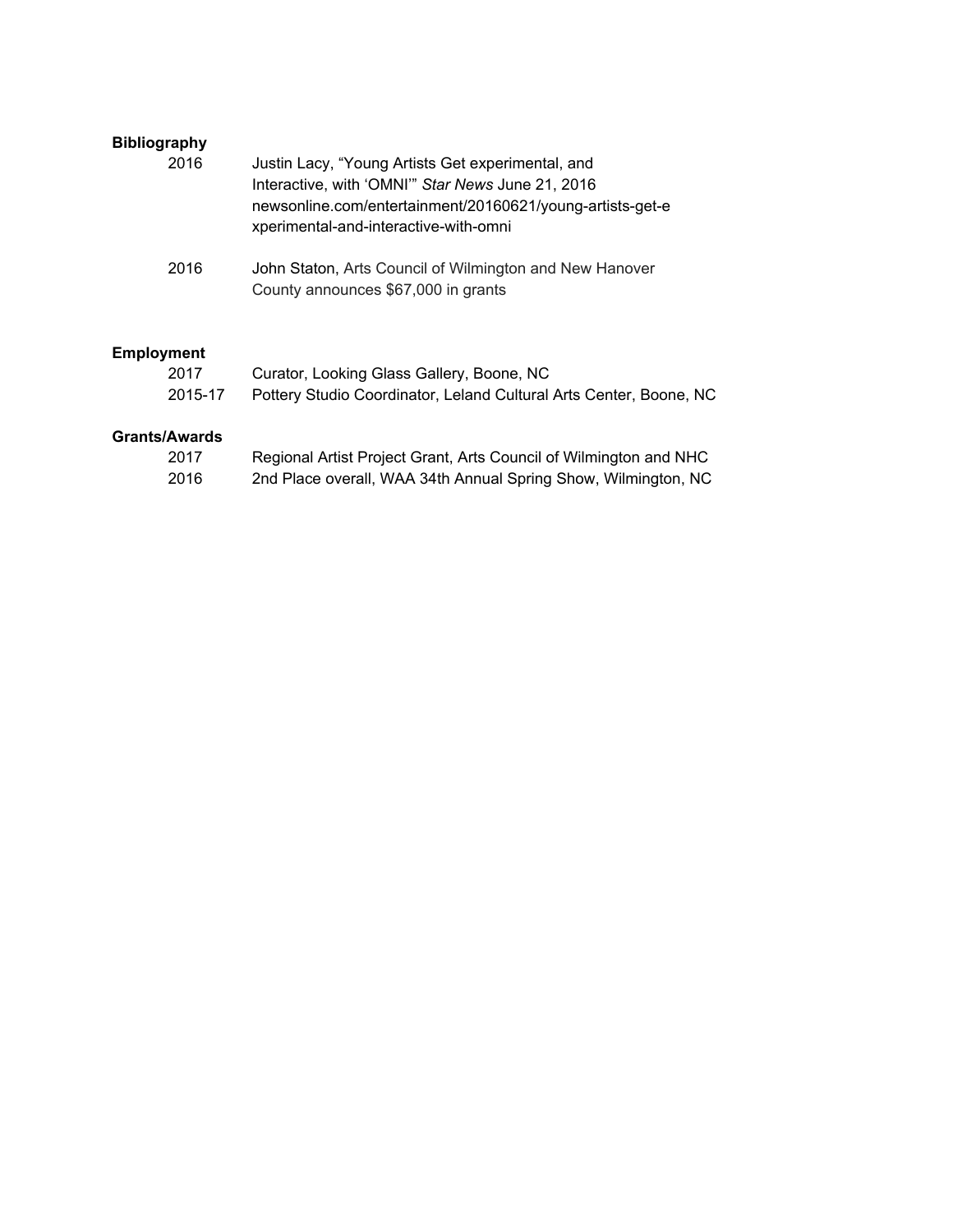**Bibliography**

2016 Justin Lacy, "Young Artists Get experimental, and Interactive, with 'OMNI'" *Star News* June 21, 2016 newsonline.com/entertainment/20160621/young-artists-get-experimental-and-interactive-with-omni

2016 John Staton, Arts Council of Wilmington and New Hanover County announces $67,000 in grants

**Employment**

2017 Curator, Looking Glass Gallery, Boone, NC

2015-17 Pottery Studio Coordinator, Leland Cultural Arts Center, Boone, NC

**Grants/Awards**

2017 Regional Artist Project Grant, Arts Council of Wilmington and NHC

2016 2nd Place overall, WAA 34th Annual Spring Show, Wilmington, NC